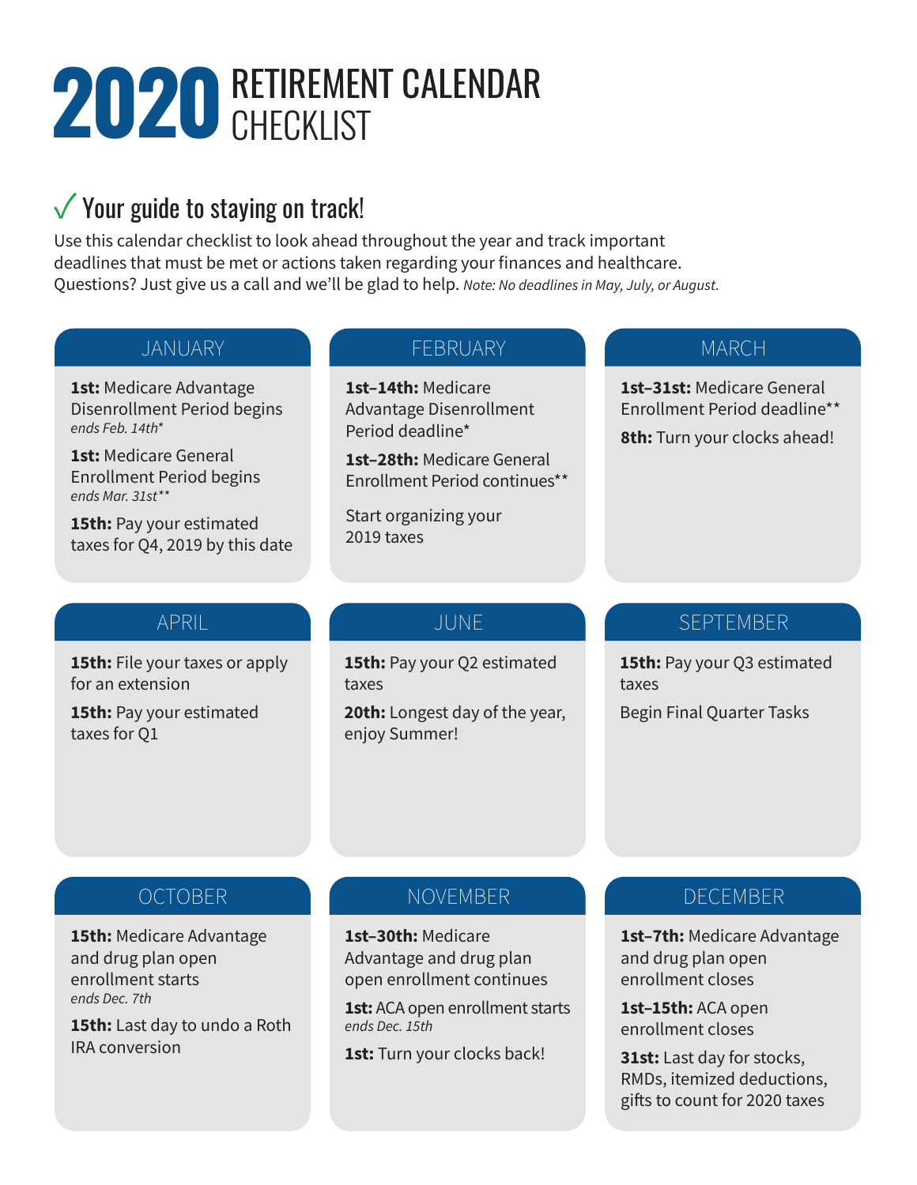# 2020 RETIREMENT CALENDAR CHECKLIST

## ✓ Your guide to staying on track!

Use this calendar checklist to look ahead throughout the year and track important deadlines that must be met or actions taken regarding your finances and healthcare. Questions? Just give us a call and we'll be glad to help. *Note: No deadlines in May, July, or August.*

### JANUARY

**1st:** Medicare Advantage Disenrollment Period begins
*ends Feb. 14th**

**1st:** Medicare General Enrollment Period begins
*ends Mar. 31st***

**15th:** Pay your estimated taxes for Q4, 2019 by this date

### FEBRUARY

**1st–14th:** Medicare Advantage Disenrollment Period deadline*

**1st–28th:** Medicare General Enrollment Period continues**

Start organizing your 2019 taxes

### MARCH

**1st–31st:** Medicare General Enrollment Period deadline**

**8th:** Turn your clocks ahead!

### APRIL

**15th:** File your taxes or apply for an extension

**15th:** Pay your estimated taxes for Q1

### JUNE

**15th:** Pay your Q2 estimated taxes

**20th:** Longest day of the year, enjoy Summer!

### SEPTEMBER

**15th:** Pay your Q3 estimated taxes

Begin Final Quarter Tasks

### OCTOBER

**15th:** Medicare Advantage and drug plan open enrollment starts
*ends Dec. 7th*

**15th:** Last day to undo a Roth IRA conversion

### NOVEMBER

**1st–30th:** Medicare Advantage and drug plan open enrollment continues

**1st:** ACA open enrollment starts
*ends Dec. 15th*

**1st:** Turn your clocks back!

### DECEMBER

**1st–7th:** Medicare Advantage and drug plan open enrollment closes

**1st–15th:** ACA open enrollment closes

**31st:** Last day for stocks, RMDs, itemized deductions, gifts to count for 2020 taxes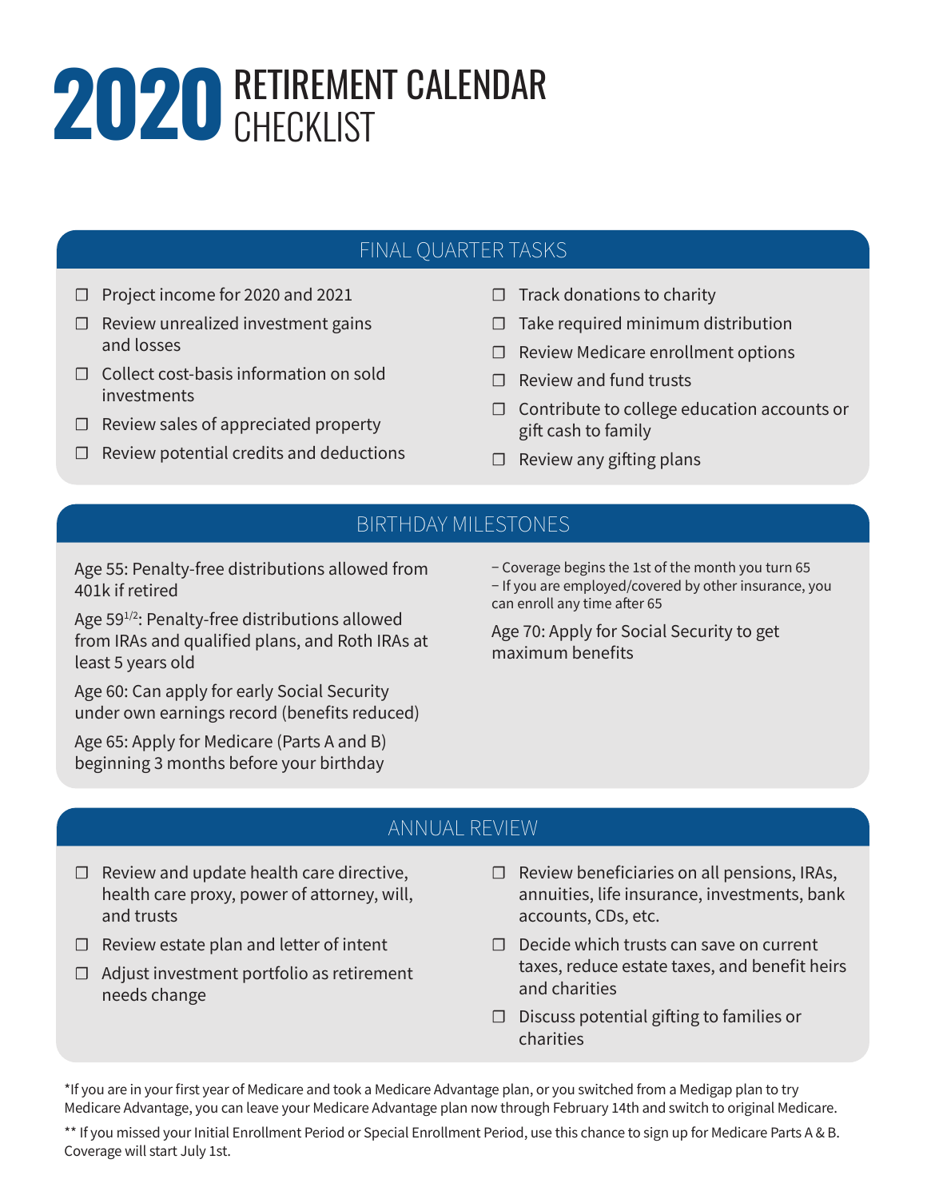# 2020 RETIREMENT CALENDAR CHECKLIST

## FINAL QUARTER TASKS

- ☐ Project income for 2020 and 2021
- ☐ Review unrealized investment gains and losses
- ☐ Collect cost-basis information on sold investments
- ☐ Review sales of appreciated property
- ☐ Review potential credits and deductions
- ☐ Track donations to charity
- ☐ Take required minimum distribution
- ☐ Review Medicare enrollment options
- ☐ Review and fund trusts
- ☐ Contribute to college education accounts or gift cash to family
- ☐ Review any gifting plans

## BIRTHDAY MILESTONES

Age 55: Penalty-free distributions allowed from 401k if retired

Age 59$^{1/2}$: Penalty-free distributions allowed from IRAs and qualified plans, and Roth IRAs at least 5 years old

Age 60: Can apply for early Social Security under own earnings record (benefits reduced)

Age 65: Apply for Medicare (Parts A and B) beginning 3 months before your birthday

– Coverage begins the 1st of the month you turn 65
– If you are employed/covered by other insurance, you can enroll any time after 65

Age 70: Apply for Social Security to get maximum benefits

## ANNUAL REVIEW

- ☐ Review and update health care directive, health care proxy, power of attorney, will, and trusts
- ☐ Review estate plan and letter of intent
- ☐ Adjust investment portfolio as retirement needs change
- ☐ Review beneficiaries on all pensions, IRAs, annuities, life insurance, investments, bank accounts, CDs, etc.
- ☐ Decide which trusts can save on current taxes, reduce estate taxes, and benefit heirs and charities
- ☐ Discuss potential gifting to families or charities

*If you are in your first year of Medicare and took a Medicare Advantage plan, or you switched from a Medigap plan to try Medicare Advantage, you can leave your Medicare Advantage plan now through February 14th and switch to original Medicare.

** If you missed your Initial Enrollment Period or Special Enrollment Period, use this chance to sign up for Medicare Parts A & B. Coverage will start July 1st.